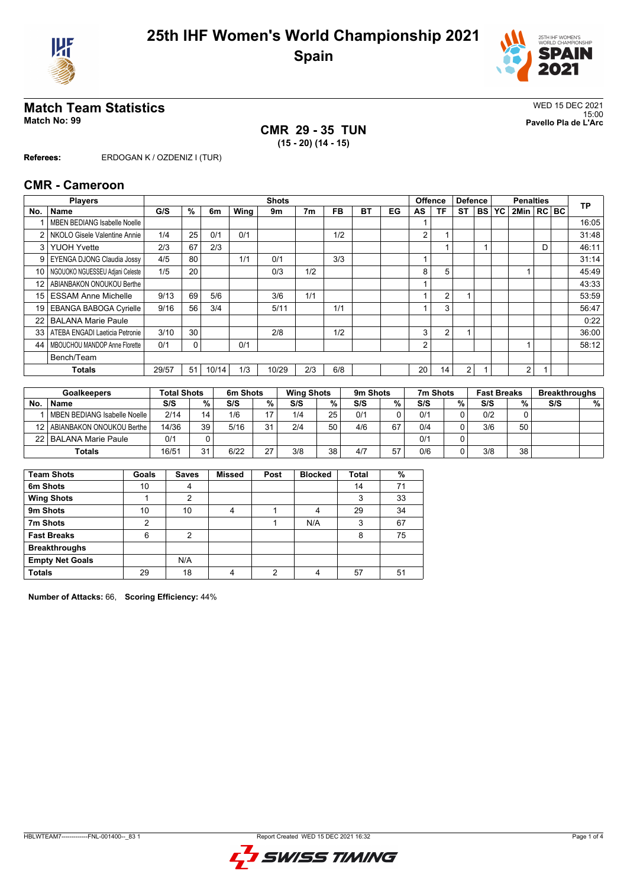# 25th IHF Women's World Championship 2021
## Spain

## Match Team Statistics

**Match No: 99**

WED 15 DEC 2021
15:00
**Pavello Pla de L'Arc**

### CMR 29 - 35 TUN
**(15 - 20) (14 - 15)**

**Referees:** ERDOGAN K / OZDENIZ I (TUR)

## CMR - Cameroon

| Players | | Shots | | | | | | | | | Offence | | Defence | | | Penalties | | | TP |
|---|---|---|---|---|---|---|---|---|---|---|---|---|---|---|---|---|---|---|---|
| No. | Name | G/S | % | 6m | Wing | 9m | 7m | FB | BT | EG | AS | TF | ST | BS | YC | 2Min | RC | BC | |
| 1 | MBEN BEDIANG Isabelle Noelle | | | | | | | | | | 1 | | | | | | | | 16:05 |
| 2 | NKOLO Gisele Valentine Annie | 1/4 | 25 | 0/1 | 0/1 | | | 1/2 | | | 2 | 1 | | | | | | | 31:48 |
| 3 | YUOH Yvette | 2/3 | 67 | 2/3 | | | | | | | | 1 | | 1 | | | D | | 46:11 |
| 9 | EYENGA DJONG Claudia Jossy | 4/5 | 80 | | 1/1 | 0/1 | | 3/3 | | | 1 | | | | | | | | 31:14 |
| 10 | NGOUOKO NGUESSEU Adjani Celeste | 1/5 | 20 | | | 0/3 | 1/2 | | | | 8 | 5 | | | | 1 | | | 45:49 |
| 12 | ABIANBAKON ONOUKOU Berthe | | | | | | | | | | 1 | | | | | | | | 43:33 |
| 15 | ESSAM Anne Michelle | 9/13 | 69 | 5/6 | | 3/6 | 1/1 | | | | 1 | 2 | 1 | | | | | | 53:59 |
| 19 | EBANGA BABOGA Cyrielle | 9/16 | 56 | 3/4 | | 5/11 | | 1/1 | | | 1 | 3 | | | | | | | 56:47 |
| 22 | BALANA Marie Paule | | | | | | | | | | | | | | | | | | 0:22 |
| 33 | ATEBA ENGADI Laeticia Petronie | 3/10 | 30 | | | 2/8 | | 1/2 | | | 3 | 2 | 1 | | | | | | 36:00 |
| 44 | MBOUCHOU MANDOP Anne Florette | 0/1 | 0 | | 0/1 | | | | | | 2 | | | | | 1 | | | 58:12 |
| | Bench/Team | | | | | | | | | | | | | | | | | | |
| | **Totals** | 29/57 | 51 | 10/14 | 1/3 | 10/29 | 2/3 | 6/8 | | | 20 | 14 | 2 | 1 | | 2 | 1 | | |

| Goalkeepers | | Total Shots | | 6m Shots | | Wing Shots | | 9m Shots | | 7m Shots | | Fast Breaks | | Breakthroughs | |
|---|---|---|---|---|---|---|---|---|---|---|---|---|---|---|---|
| No. | Name | S/S | % | S/S | % | S/S | % | S/S | % | S/S | % | S/S | % | S/S | % |
| 1 | MBEN BEDIANG Isabelle Noelle | 2/14 | 14 | 1/6 | 17 | 1/4 | 25 | 0/1 | 0 | 0/1 | 0 | 0/2 | 0 | | |
| 12 | ABIANBAKON ONOUKOU Berthe | 14/36 | 39 | 5/16 | 31 | 2/4 | 50 | 4/6 | 67 | 0/4 | 0 | 3/6 | 50 | | |
| 22 | BALANA Marie Paule | 0/1 | 0 | | | | | | | 0/1 | 0 | | | | |
| | **Totals** | 16/51 | 31 | 6/22 | 27 | 3/8 | 38 | 4/7 | 57 | 0/6 | 0 | 3/8 | 38 | | |

| Team Shots | Goals | Saves | Missed | Post | Blocked | Total | % |
|---|---|---|---|---|---|---|---|
| **6m Shots** | 10 | 4 | | | | 14 | 71 |
| **Wing Shots** | 1 | 2 | | | | 3 | 33 |
| **9m Shots** | 10 | 10 | 4 | 1 | 4 | 29 | 34 |
| **7m Shots** | 2 | | | 1 | N/A | 3 | 67 |
| **Fast Breaks** | 6 | 2 | | | | 8 | 75 |
| **Breakthroughs** | | | | | | | |
| **Empty Net Goals** | | N/A | | | | | |
| **Totals** | 29 | 18 | 4 | 2 | 4 | 57 | 51 |

**Number of Attacks:** 66, **Scoring Efficiency:** 44%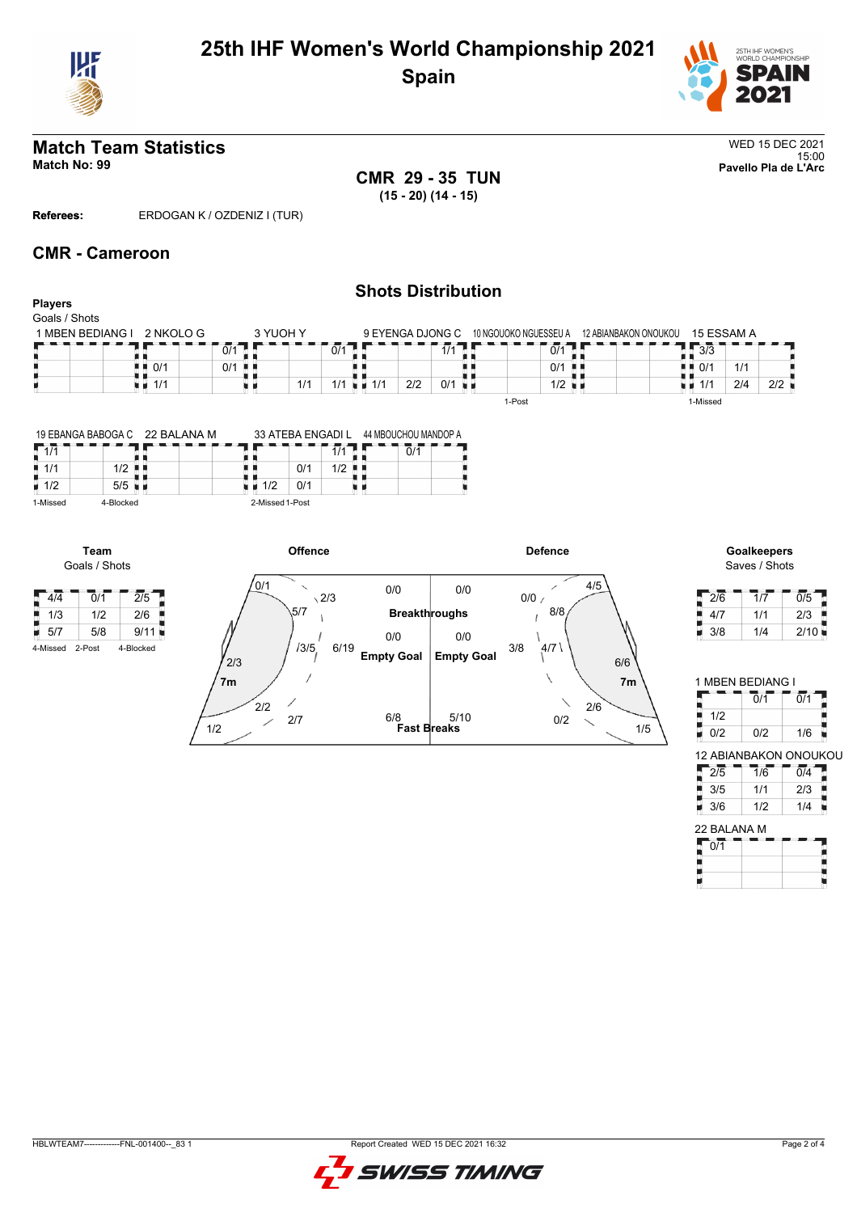# 25th IHF Women's World Championship 2021
## Spain

## Match Team Statistics

**Match No: 99**

WED 15 DEC 2021
15:00
**Pavello Pla de L'Arc**

**CMR 29 - 35 TUN**
**(15 - 20) (14 - 15)**

**Referees:** ERDOGAN K / OZDENIZ I (TUR)

## CMR - Cameroon

### Shots Distribution

**Players**
Goals / Shots

**1 MBEN BEDIANG I**

| | | |
|---|---|---|
| | | |
| | | |
| | | |

**2 NKOLO G**

| | | |
|---|---|---|
| | | 0/1 |
| 0/1 | | 0/1 |
| 1/1 | | |

**3 YUOH Y**

| | | |
|---|---|---|
| | | 0/1 |
| | | |
| | 1/1 | 1/1 |

**9 EYENGA DJONG C**

| | | |
|---|---|---|
| | | 1/1 |
| | | |
| 1/1 | 2/2 | 0/1 |

**10 NGOUOKO NGUESSEU A**

| | | |
|---|---|---|
| | | 0/1 |
| | | 0/1 |
| | | 1/2 |

1-Post

**12 ABIANBAKON ONOUKOU**

| | | |
|---|---|---|
| | | |
| | | |
| | | |

**15 ESSAM A**

| | | |
|---|---|---|
| 3/3 | | |
| 0/1 | 1/1 | |
| 1/1 | 2/4 | 2/2 |

1-Missed

**19 EBANGA BABOGA C**

| | | |
|---|---|---|
| 1/1 | | |
| 1/1 | | 1/2 |
| 1/2 | | 5/5 |

1-Missed 4-Blocked

**22 BALANA M**

| | | |
|---|---|---|
| | | |
| | | |
| | | |

**33 ATEBA ENGADI L**

| | | |
|---|---|---|
| | | 1/1 |
| | 0/1 | 1/2 |
| 1/2 | 0/1 | |

2-Missed 1-Post

**44 MBOUCHOU MANDOP A**

| | | |
|---|---|---|
| | 0/1 | |
| | | |
| | | |

**Team**
Goals / Shots

| | | |
|---|---|---|
| 4/4 | 0/1 | 2/5 |
| 1/3 | 1/2 | 2/6 |
| 5/7 | 5/8 | 9/11 |

4-Missed 2-Post 4-Blocked

**Offence**

- 0/1, 2/3, 5/7, 3/5, 6/19, 2/3, 7m: 1/2, 2/2, 2/7
- Breakthroughs: 0/0
- Empty Goal: 0/0
- Fast Breaks: 6/8

**Defence**

- 0/0, 4/5, 8/8, 4/7, 3/8, 6/6, 7m: 1/5, 2/6, 0/2
- Breakthroughs: 0/0
- Empty Goal: 0/0
- Fast Breaks: 5/10

**Goalkeepers**
Saves / Shots

| | | |
|---|---|---|
| 2/6 | 1/7 | 0/5 |
| 4/7 | 1/1 | 2/3 |
| 3/8 | 1/4 | 2/10 |

**1 MBEN BEDIANG I**

| | | |
|---|---|---|
| | 0/1 | 0/1 |
| 1/2 | | |
| 0/2 | 0/2 | 1/6 |

**12 ABIANBAKON ONOUKOU**

| | | |
|---|---|---|
| 2/5 | 1/6 | 0/4 |
| 3/5 | 1/1 | 2/3 |
| 3/6 | 1/2 | 1/4 |

**22 BALANA M**

| | | |
|---|---|---|
| 0/1 | | |
| | | |
| | | |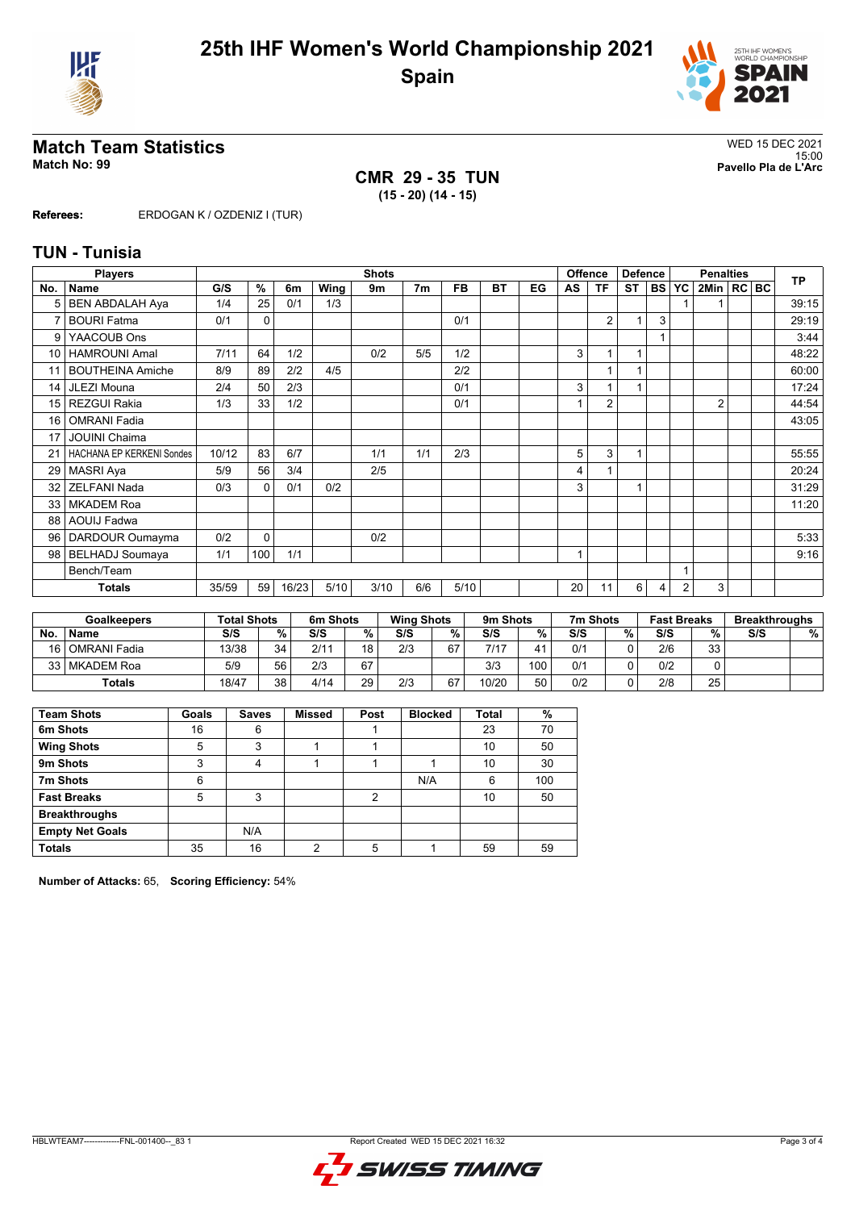# 25th IHF Women's World Championship 2021
## Spain

## Match Team Statistics

**Match No: 99**

WED 15 DEC 2021
15:00
**Pavello Pla de L'Arc**

### CMR 29 - 35 TUN
**(15 - 20) (14 - 15)**

**Referees:** ERDOGAN K / OZDENIZ I (TUR)

## TUN - Tunisia

| No. | Name | G/S | % | 6m | Wing | 9m | 7m | FB | BT | EG | AS | TF | ST | BS | YC | 2Min | RC | BC | TP |
|---|---|---|---|---|---|---|---|---|---|---|---|---|---|---|---|---|---|---|---|
| 5 | BEN ABDALAH Aya | 1/4 | 25 | 0/1 | 1/3 | | | | | | | | | | 1 | 1 | | | 39:15 |
| 7 | BOURI Fatma | 0/1 | 0 | | | | | 0/1 | | | | 2 | 1 | 3 | | | | | 29:19 |
| 9 | YAACOUB Ons | | | | | | | | | | | | | 1 | | | | | 3:44 |
| 10 | HAMROUNI Amal | 7/11 | 64 | 1/2 | | 0/2 | 5/5 | 1/2 | | | 3 | 1 | 1 | | | | | | 48:22 |
| 11 | BOUTHEINA Amiche | 8/9 | 89 | 2/2 | 4/5 | | | 2/2 | | | | 1 | 1 | | | | | | 60:00 |
| 14 | JLEZI Mouna | 2/4 | 50 | 2/3 | | | | 0/1 | | | 3 | 1 | 1 | | | | | | 17:24 |
| 15 | REZGUI Rakia | 1/3 | 33 | 1/2 | | | | 0/1 | | | 1 | 2 | | | | 2 | | | 44:54 |
| 16 | OMRANI Fadia | | | | | | | | | | | | | | | | | | 43:05 |
| 17 | JOUINI Chaima | | | | | | | | | | | | | | | | | | |
| 21 | HACHANA EP KERKENI Sondes | 10/12 | 83 | 6/7 | | 1/1 | 1/1 | 2/3 | | | 5 | 3 | 1 | | | | | | 55:55 |
| 29 | MASRI Aya | 5/9 | 56 | 3/4 | | 2/5 | | | | | 4 | 1 | | | | | | | 20:24 |
| 32 | ZELFANI Nada | 0/3 | 0 | 0/1 | 0/2 | | | | | | 3 | | 1 | | | | | | 31:29 |
| 33 | MKADEM Roa | | | | | | | | | | | | | | | | | | 11:20 |
| 88 | AOUIJ Fadwa | | | | | | | | | | | | | | | | | | |
| 96 | DARDOUR Oumayma | 0/2 | 0 | | | 0/2 | | | | | | | | | | | | | 5:33 |
| 98 | BELHADJ Soumaya | 1/1 | 100 | 1/1 | | | | | | | 1 | | | | | | | | 9:16 |
| | Bench/Team | | | | | | | | | | | | | | 1 | | | | |
| | **Totals** | 35/59 | 59 | 16/23 | 5/10 | 3/10 | 6/6 | 5/10 | | | 20 | 11 | 6 | 4 | 2 | 3 | | | |

| No. | Goalkeepers | Total Shots S/S | % | 6m Shots S/S | % | Wing Shots S/S | % | 9m Shots S/S | % | 7m Shots S/S | % | Fast Breaks S/S | % | Breakthroughs S/S | % |
|---|---|---|---|---|---|---|---|---|---|---|---|---|---|---|---|
| 16 | OMRANI Fadia | 13/38 | 34 | 2/11 | 18 | 2/3 | 67 | 7/17 | 41 | 0/1 | 0 | 2/6 | 33 | | |
| 33 | MKADEM Roa | 5/9 | 56 | 2/3 | 67 | | | 3/3 | 100 | 0/1 | 0 | 0/2 | 0 | | |
| | **Totals** | 18/47 | 38 | 4/14 | 29 | 2/3 | 67 | 10/20 | 50 | 0/2 | 0 | 2/8 | 25 | | |

| Team Shots | Goals | Saves | Missed | Post | Blocked | Total | % |
|---|---|---|---|---|---|---|---|
| 6m Shots | 16 | 6 | | 1 | | 23 | 70 |
| Wing Shots | 5 | 3 | 1 | 1 | | 10 | 50 |
| 9m Shots | 3 | 4 | 1 | 1 | 1 | 10 | 30 |
| 7m Shots | 6 | | | | N/A | 6 | 100 |
| Fast Breaks | 5 | 3 | | 2 | | 10 | 50 |
| Breakthroughs | | | | | | | |
| Empty Net Goals | | N/A | | | | | |
| **Totals** | 35 | 16 | 2 | 5 | 1 | 59 | 59 |

**Number of Attacks:** 65, **Scoring Efficiency:** 54%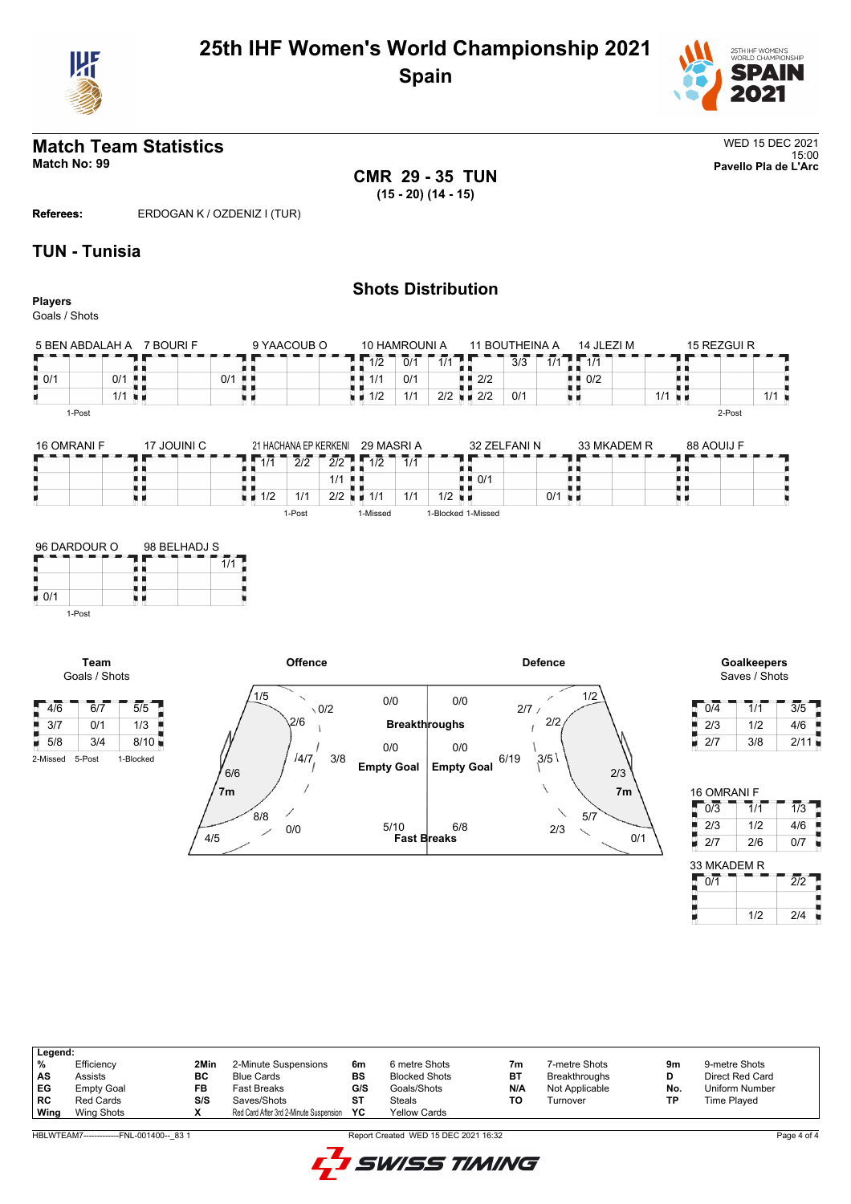# 25th IHF Women's World Championship 2021

## Spain

## Match Team Statistics

**Match No: 99**

WED 15 DEC 2021
15:00
**Pavello Pla de L'Arc**

**CMR 29 - 35 TUN**
**(15 - 20) (14 - 15)**

**Referees:** ERDOGAN K / OZDENIZ I (TUR)

## TUN - Tunisia

### Shots Distribution

**Players**
Goals / Shots

**5 BEN ABDALLAH A**

| | | |
|---|---|---|
| | | |
| 0/1 | | 0/1 |
| | | 1/1 |

1-Post

**7 BOURI F**

| | | |
|---|---|---|
| | | |
| | | 0/1 |
| | | |

**9 YAACOUB O**

| | | |
|---|---|---|
| | | |
| | | |
| | | |

**10 HAMROUNI A**

| | | |
|---|---|---|
| 1/2 | 0/1 | 1/1 |
| 1/1 | 0/1 | |
| 1/2 | 1/1 | 2/2 |

**11 BOUTHEINA A**

| | | |
|---|---|---|
| | 3/3 | 1/1 |
| 2/2 | | |
| 2/2 | 0/1 | |

**14 JLEZI M**

| | | |
|---|---|---|
| 1/1 | | |
| 0/2 | | |
| | | 1/1 |

**15 REZGUI R**

| | | |
|---|---|---|
| | | |
| | | |
| | | 1/1 |

2-Post

**16 OMRANI F**

| | | |
|---|---|---|
| | | |
| | | |
| | | |

**17 JOUINI C**

| | | |
|---|---|---|
| | | |
| | | |
| | | |

**21 HACHANA EP KERKENI**

| | | |
|---|---|---|
| 1/1 | 2/2 | 2/2 |
| | | 1/1 |
| 1/2 | 1/1 | 2/2 |

1-Post

**29 MASRI A**

| | | |
|---|---|---|
| 1/2 | 1/1 | |
| | | |
| 1/1 | 1/1 | 1/2 |

1-Missed

**32 ZELFANI N**

| | | |
|---|---|---|
| | | |
| 0/1 | | |
| | | 0/1 |

1-Blocked 1-Missed

**33 MKADEM R**

| | | |
|---|---|---|
| | | |
| | | |
| | | |

**88 AOUIJ F**

| | | |
|---|---|---|
| | | |
| | | |
| | | |

**96 DARDOUR O**

| | | |
|---|---|---|
| | | |
| | | |
| 0/1 | | |

1-Post

**98 BELHADJ S**

| | | |
|---|---|---|
| | | 1/1 |
| | | |
| | | |

**Team**
Goals / Shots

| | | |
|---|---|---|
| 4/6 | 6/7 | 5/5 |
| 3/7 | 0/1 | 1/3 |
| 5/8 | 3/4 | 8/10 |

2-Missed 5-Post 1-Blocked

**Offence**

1/5
0/2
2/6
6/6
7m
4/7
3/8
8/8
0/0
4/5
0/0 Breakthroughs
0/0 Empty Goal
5/10 Fast Breaks

**Defence**

0/0 Breakthroughs
0/0 Empty Goal
6/8 Fast Breaks
1/2
2/7
2/2
6/19
3/5
2/3
7m
5/7
2/3
0/1

**Goalkeepers**
Saves / Shots

| | | |
|---|---|---|
| 0/4 | 1/1 | 3/5 |
| 2/3 | 1/2 | 4/6 |
| 2/7 | 3/8 | 2/11 |

**16 OMRANI F**

| | | |
|---|---|---|
| 0/3 | 1/1 | 1/3 |
| 2/3 | 1/2 | 4/6 |
| 2/7 | 2/6 | 0/7 |

**33 MKADEM R**

| | | |
|---|---|---|
| 0/1 | | 2/2 |
| | | |
| | 1/2 | 2/4 |

| Legend: | | | | | | | | | |
|---|---|---|---|---|---|---|---|---|---|
| % | Efficiency | 2Min | 2-Minute Suspensions | 6m | 6 metre Shots | 7m | 7-metre Shots | 9m | 9-metre Shots |
| AS | Assists | BC | Blue Cards | BS | Blocked Shots | BT | Breakthroughs | D | Direct Red Card |
| EG | Empty Goal | FB | Fast Breaks | G/S | Goals/Shots | N/A | Not Applicable | No. | Uniform Number |
| RC | Red Cards | S/S | Saves/Shots | ST | Steals | TO | Turnover | TP | Time Played |
| Wing | Wing Shots | X | Red Card After 3rd 2-Minute Suspension | YC | Yellow Cards | | | | |

HBLWTEAM7--------------FNL-001400--_83 1 Report Created WED 15 DEC 2021 16:32